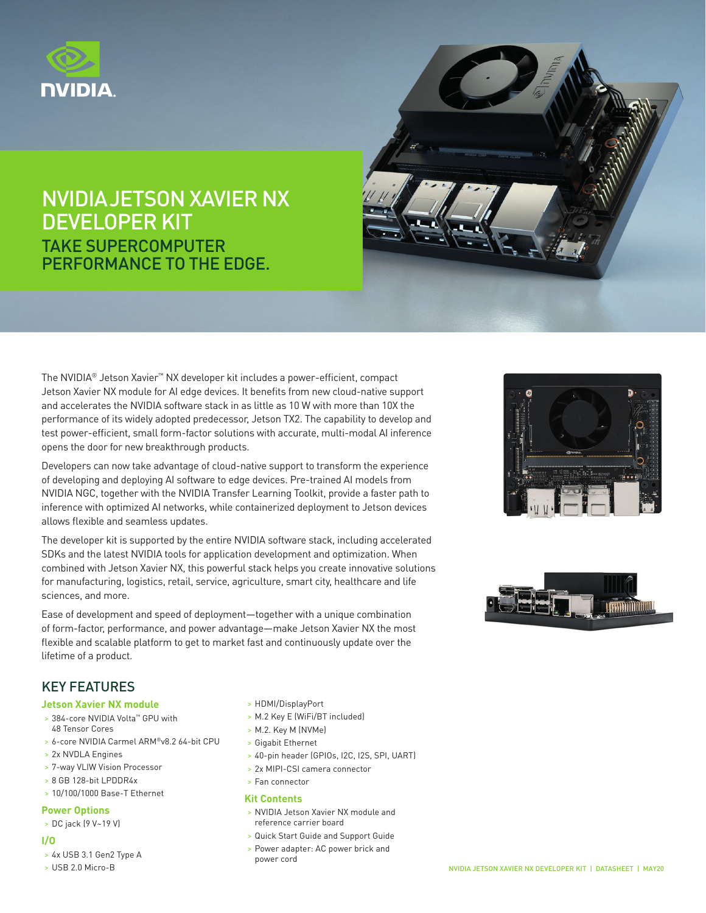# NVIDIA JETSON XAVIER NX DEVELOPER KIT

## TAKE SUPERCOMPUTER PERFORMANCE TO THE EDGE.

The NVIDIA® Jetson Xavier™ NX developer kit includes a power-efficient, compact Jetson Xavier NX module for AI edge devices. It benefits from new cloud-native support and accelerates the NVIDIA software stack in as little as 10 W with more than 10X the performance of its widely adopted predecessor, Jetson TX2. The capability to develop and test power-efficient, small form-factor solutions with accurate, multi-modal AI inference opens the door for new breakthrough products.

Developers can now take advantage of cloud-native support to transform the experience of developing and deploying AI software to edge devices. Pre-trained AI models from NVIDIA NGC, together with the NVIDIA Transfer Learning Toolkit, provide a faster path to inference with optimized AI networks, while containerized deployment to Jetson devices allows flexible and seamless updates.

The developer kit is supported by the entire NVIDIA software stack, including accelerated SDKs and the latest NVIDIA tools for application development and optimization. When combined with Jetson Xavier NX, this powerful stack helps you create innovative solutions for manufacturing, logistics, retail, service, agriculture, smart city, healthcare and life sciences, and more.

Ease of development and speed of deployment—together with a unique combination of form-factor, performance, and power advantage—make Jetson Xavier NX the most flexible and scalable platform to get to market fast and continuously update over the lifetime of a product.

## KEY FEATURES

### Jetson Xavier NX module

- 384-core NVIDIA Volta™ GPU with 48 Tensor Cores
- 6-core NVIDIA Carmel ARM®v8.2 64-bit CPU
- 2x NVDLA Engines
- 7-way VLIW Vision Processor
- 8 GB 128-bit LPDDR4x
- 10/100/1000 Base-T Ethernet

### Power Options

- DC jack (9 V~19 V)

### I/O

- 4x USB 3.1 Gen2 Type A
- USB 2.0 Micro-B
- HDMI/DisplayPort
- M.2 Key E (WiFi/BT included)
- M.2. Key M (NVMe)
- Gigabit Ethernet
- 40-pin header (GPIOs, I2C, I2S, SPI, UART)
- 2x MIPI-CSI camera connector
- Fan connector

### Kit Contents

- NVIDIA Jetson Xavier NX module and reference carrier board
- Quick Start Guide and Support Guide
- Power adapter: AC power brick and power cord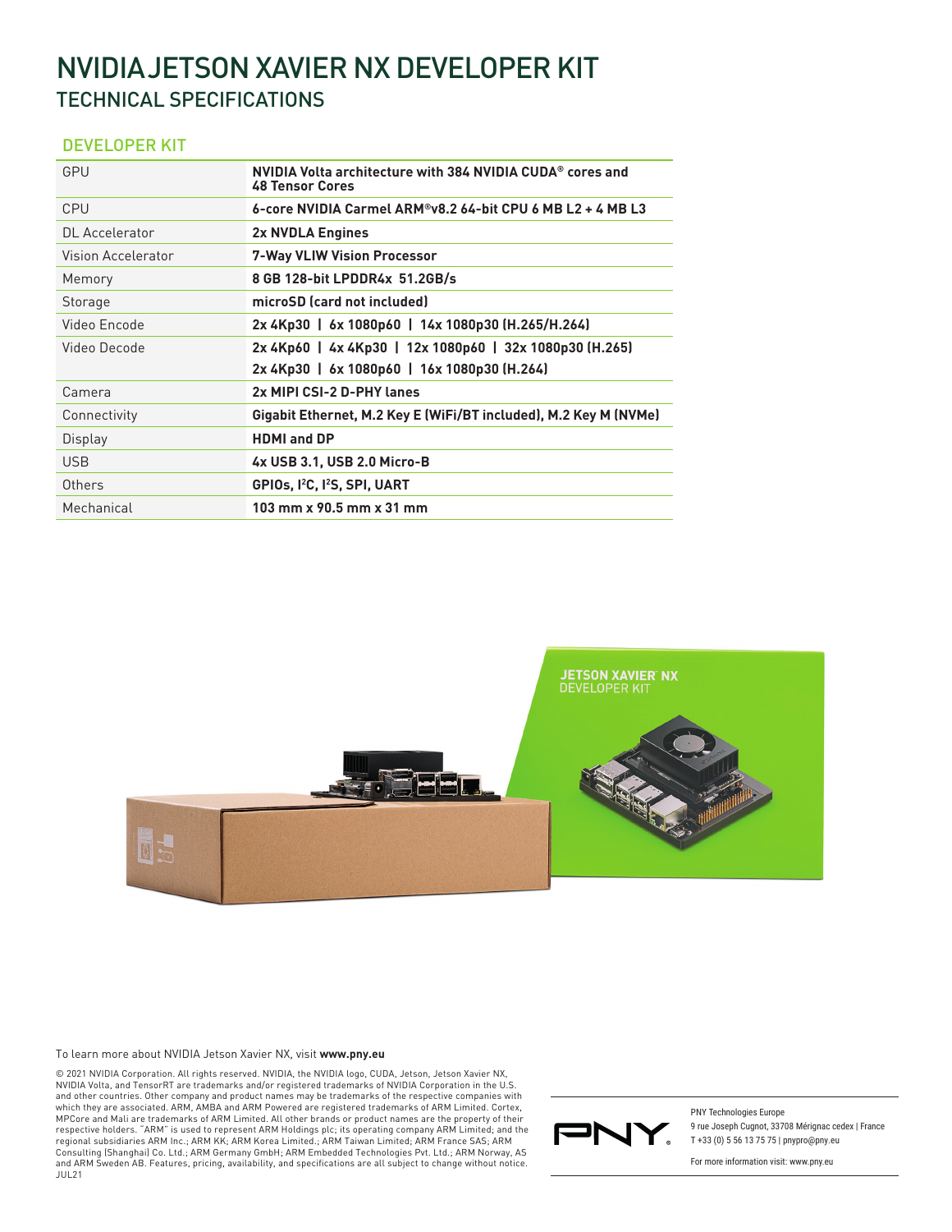# NVIDIA JETSON XAVIER NX DEVELOPER KIT

## TECHNICAL SPECIFICATIONS

### DEVELOPER KIT

| | |
|---|---|
| GPU | **NVIDIA Volta architecture with 384 NVIDIA CUDA® cores and 48 Tensor Cores** |
| CPU | **6-core NVIDIA Carmel ARM®v8.2 64-bit CPU 6 MB L2 + 4 MB L3** |
| DL Accelerator | **2x NVDLA Engines** |
| Vision Accelerator | **7-Way VLIW Vision Processor** |
| Memory | **8 GB 128-bit LPDDR4x 51.2GB/s** |
| Storage | **microSD (card not included)** |
| Video Encode | **2x 4Kp30 \| 6x 1080p60 \| 14x 1080p30 (H.265/H.264)** |
| Video Decode | **2x 4Kp60 \| 4x 4Kp30 \| 12x 1080p60 \| 32x 1080p30 (H.265)**<br>**2x 4Kp30 \| 6x 1080p60 \| 16x 1080p30 (H.264)** |
| Camera | **2x MIPI CSI-2 D-PHY lanes** |
| Connectivity | **Gigabit Ethernet, M.2 Key E (WiFi/BT included), M.2 Key M (NVMe)** |
| Display | **HDMI and DP** |
| USB | **4x USB 3.1, USB 2.0 Micro-B** |
| Others | **GPIOs, I²C, I²S, SPI, UART** |
| Mechanical | **103 mm x 90.5 mm x 31 mm** |

To learn more about NVIDIA Jetson Xavier NX, visit **www.pny.eu**

© 2021 NVIDIA Corporation. All rights reserved. NVIDIA, the NVIDIA logo, CUDA, Jetson, Jetson Xavier NX, NVIDIA Volta, and TensorRT are trademarks and/or registered trademarks of NVIDIA Corporation in the U.S. and other countries. Other company and product names may be trademarks of the respective companies with which they are associated. ARM, AMBA and ARM Powered are registered trademarks of ARM Limited. Cortex, MPCore and Mali are trademarks of ARM Limited. All other brands or product names are the property of their respective holders. "ARM" is used to represent ARM Holdings plc; its operating company ARM Limited; and the regional subsidiaries ARM Inc.; ARM KK; ARM Korea Limited.; ARM Taiwan Limited; ARM France SAS; ARM Consulting (Shanghai) Co. Ltd.; ARM Germany GmbH; ARM Embedded Technologies Pvt. Ltd.; ARM Norway, AS and ARM Sweden AB. Features, pricing, availability, and specifications are all subject to change without notice. JUL21

PNY Technologies Europe
9 rue Joseph Cugnot, 33708 Mérignac cedex | France
T +33 (0) 5 56 13 75 75 | pnypro@pny.eu

For more information visit: www.pny.eu